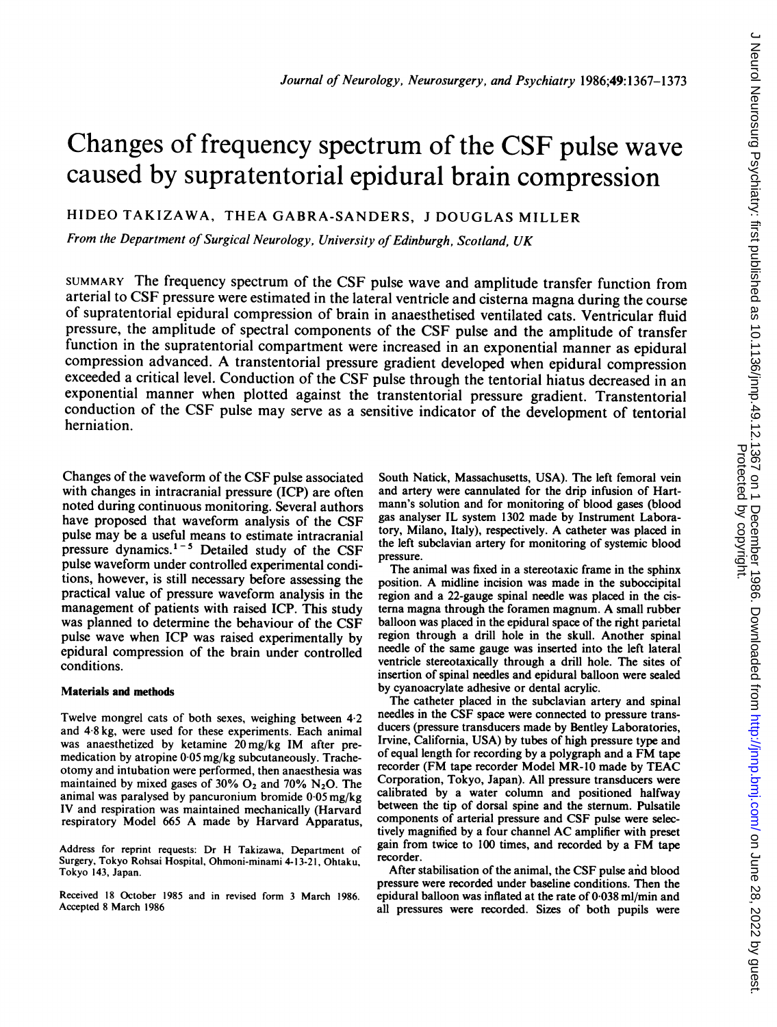# Changes of frequency spectrum of the CSF pulse wave caused by supratentorial epidural brain compression

HIDEO TAKIZAWA, THEA GABRA-SANDERS, J DOUGLAS MILLER

*From the Department of Surgical Neurology, University of Edinburgh, Scotland, UK*

SUMMARY The frequency spectrum of the CSF pulse wave and amplitude transfer function from arterial to CSF pressure were estimated in the lateral ventricle and cisterna magna during the course of supratentorial epidural compression of brain in anaesthetised ventilated cats. Ventricular fluid pressure, the amplitude of spectral components of the CSF pulse and the amplitude of transfer function in the supratentorial compartment were increased in an exponential manner as epidural compression advanced. A transtentorial pressure gradient developed when epidural compression exceeded a critical level. Conduction of the CSF pulse through the tentorial hiatus decreased in an exponential manner when plotted against the transtentorial pressure gradient. Transtentorial conduction of the CSF pulse may serve as a sensitive indicator of the development of tentorial herniation.

Changes of the waveform of the CSF pulse associated with changes in intracranial pressure (ICP) are often noted during continuous monitoring. Several authors have proposed that waveform analysis of the CSF pulse may be a useful means to estimate intracranial pressure dynamics.[1-5] Detailed study of the CSF pulse waveform under controlled experimental conditions, however, is still necessary before assessing the practical value of pressure waveform analysis in the management of patients with raised ICP. This study was planned to determine the behaviour of the CSF pulse wave when ICP was raised experimentally by epidural compression of the brain under controlled conditions.

## Materials and methods

Twelve mongrel cats of both sexes, weighing between 4·2 and 4·8 kg, were used for these experiments. Each animal was anaesthetized by ketamine 20 mg/kg IM after premedication by atropine 0·05 mg/kg subcutaneously. Tracheotomy and intubation were performed, then anaesthesia was maintained by mixed gases of 30% $O_2$ and 70% $N_2O$. The animal was paralysed by pancuronium bromide 0·05 mg/kg IV and respiration was maintained mechanically (Harvard respiratory Model 665 A made by Harvard Apparatus, South Natick, Massachusetts, USA). The left femoral vein and artery were cannulated for the drip infusion of Hartmann's solution and for monitoring of blood gases (blood gas analyser IL system 1302 made by Instrument Laboratory, Milano, Italy), respectively. A catheter was placed in the left subclavian artery for monitoring of systemic blood pressure.

The animal was fixed in a stereotaxic frame in the sphinx position. A midline incision was made in the suboccipital region and a 22-gauge spinal needle was placed in the cisterna magna through the foramen magnum. A small rubber balloon was placed in the epidural space of the right parietal region through a drill hole in the skull. Another spinal needle of the same gauge was inserted into the left lateral ventricle stereotaxically through a drill hole. The sites of insertion of spinal needles and epidural balloon were sealed by cyanoacrylate adhesive or dental acrylic.

The catheter placed in the subclavian artery and spinal needles in the CSF space were connected to pressure transducers (pressure transducers made by Bentley Laboratories, Irvine, California, USA) by tubes of high pressure type and of equal length for recording by a polygraph and a FM tape recorder (FM tape recorder Model MR-10 made by TEAC Corporation, Tokyo, Japan). All pressure transducers were calibrated by a water column and positioned halfway between the tip of dorsal spine and the sternum. Pulsatile components of arterial pressure and CSF pulse were selectively magnified by a four channel AC amplifier with preset gain from twice to 100 times, and recorded by a FM tape recorder.

After stabilisation of the animal, the CSF pulse and blood pressure were recorded under baseline conditions. Then the epidural balloon was inflated at the rate of 0·038 ml/min and all pressures were recorded. Sizes of both pupils were

Address for reprint requests: Dr H Takizawa, Department of Surgery, Tokyo Rohsai Hospital, Ohmoni-minami 4-13-21, Ohtaku, Tokyo 143, Japan.

Received 18 October 1985 and in revised form 3 March 1986. Accepted 8 March 1986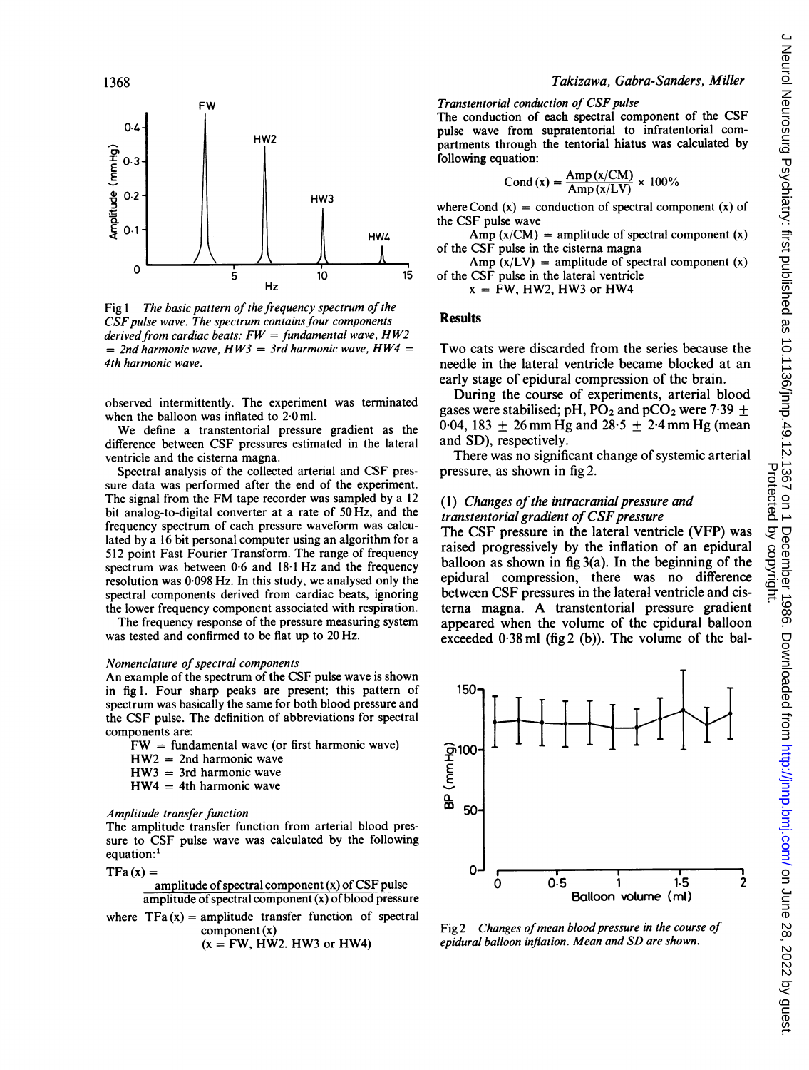Fig 1 *The basic pattern of the frequency spectrum of the CSF pulse wave. The spectrum contains four components derived from cardiac beats: FW = fundamental wave, HW2 = 2nd harmonic wave, HW3 = 3rd harmonic wave, HW4 = 4th harmonic wave.*

observed intermittently. The experiment was terminated when the balloon was inflated to 2·0 ml.

We define a transtentorial pressure gradient as the difference between CSF pressures estimated in the lateral ventricle and the cisterna magna.

Spectral analysis of the collected arterial and CSF pressure data was performed after the end of the experiment. The signal from the FM tape recorder was sampled by a 12 bit analog-to-digital converter at a rate of 50 Hz, and the frequency spectrum of each pressure waveform was calculated by a 16 bit personal computer using an algorithm for a 512 point Fast Fourier Transform. The range of frequency spectrum was between 0·6 and 18·1 Hz and the frequency resolution was 0·098 Hz. In this study, we analysed only the spectral components derived from cardiac beats, ignoring the lower frequency component associated with respiration.

The frequency response of the pressure measuring system was tested and confirmed to be flat up to 20 Hz.

*Nomenclature of spectral components*

An example of the spectrum of the CSF pulse wave is shown in fig 1. Four sharp peaks are present; this pattern of spectrum was basically the same for both blood pressure and the CSF pulse. The definition of abbreviations for spectral components are:

FW = fundamental wave (or first harmonic wave)
HW2 = 2nd harmonic wave
HW3 = 3rd harmonic wave
HW4 = 4th harmonic wave

*Amplitude transfer function*

The amplitude transfer function from arterial blood pressure to CSF pulse wave was calculated by the following equation:[1]

$$\text{TFa}(x) = \frac{\text{amplitude of spectral component }(x)\text{ of CSF pulse}}{\text{amplitude of spectral component }(x)\text{ of blood pressure}}$$

where TFa (x) = amplitude transfer function of spectral component (x)
(x = FW, HW2. HW3 or HW4)

*Transtentorial conduction of CSF pulse*

The conduction of each spectral component of the CSF pulse wave from supratentorial to infratentorial compartments through the tentorial hiatus was calculated by following equation:

$$\text{Cond}(x) = \frac{\text{Amp}(x/\text{CM})}{\text{Amp}(x/\text{LV})} \times 100\%$$

where Cond (x) = conduction of spectral component (x) of the CSF pulse wave
Amp (x/CM) = amplitude of spectral component (x) of the CSF pulse in the cisterna magna
Amp (x/LV) = amplitude of spectral component (x) of the CSF pulse in the lateral ventricle
x = FW, HW2, HW3 or HW4

## Results

Two cats were discarded from the series because the needle in the lateral ventricle became blocked at an early stage of epidural compression of the brain.

During the course of experiments, arterial blood gases were stabilised; pH, $PO_2$ and $pCO_2$ were 7·39 ± 0·04, 183 ± 26 mm Hg and 28·5 ± 2·4 mm Hg (mean and SD), respectively.

There was no significant change of systemic arterial pressure, as shown in fig 2.

### (1) *Changes of the intracranial pressure and transtentorial gradient of CSF pressure*

The CSF pressure in the lateral ventricle (VFP) was raised progressively by the inflation of an epidural balloon as shown in fig 3(a). In the beginning of the epidural compression, there was no difference between CSF pressures in the lateral ventricle and cisterna magna. A transtentorial pressure gradient appeared when the volume of the epidural balloon exceeded 0·38 ml (fig 2 (b)). The volume of the bal-

Fig 2 *Changes of mean blood pressure in the course of epidural balloon inflation. Mean and SD are shown.*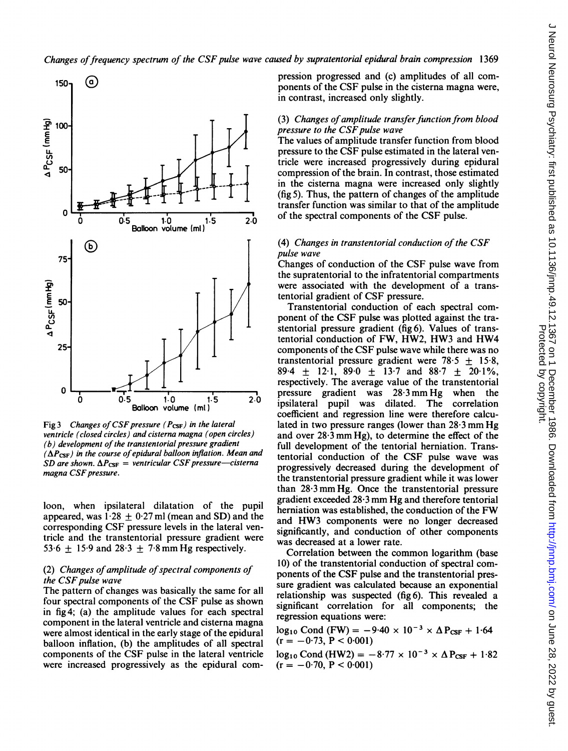Fig 3 *Changes of CSF pressure ($P_{CSF}$) in the lateral ventricle (closed circles) and cisterna magna (open circles) (b) development of the transtentorial pressure gradient ($\Delta P_{CSF}$) in the course of epidural balloon inflation. Mean and SD are shown. $\Delta P_{CSF}$ = ventricular CSF pressure—cisterna magna CSF pressure.*

loon, when ipsilateral dilatation of the pupil appeared, was 1·28 ± 0·27 ml (mean and SD) and the corresponding CSF pressure levels in the lateral ventricle and the transtentorial pressure gradient were 53·6 ± 15·9 and 28·3 ± 7·8 mm Hg respectively.

### (2) *Changes of amplitude of spectral components of the CSF pulse wave*

The pattern of changes was basically the same for all four spectral components of the CSF pulse as shown in fig 4; (a) the amplitude values for each spectral component in the lateral ventricle and cisterna magna were almost identical in the early stage of the epidural balloon inflation, (b) the amplitudes of all spectral components of the CSF pulse in the lateral ventricle were increased progressively as the epidural compression progressed and (c) amplitudes of all components of the CSF pulse in the cisterna magna were, in contrast, increased only slightly.

### (3) *Changes of amplitude transfer function from blood pressure to the CSF pulse wave*

The values of amplitude transfer function from blood pressure to the CSF pulse estimated in the lateral ventricle were increased progressively during epidural compression of the brain. In contrast, those estimated in the cisterna magna were increased only slightly (fig 5). Thus, the pattern of changes of the amplitude transfer function was similar to that of the amplitude of the spectral components of the CSF pulse.

### (4) *Changes in transtentorial conduction of the CSF pulse wave*

Changes of conduction of the CSF pulse wave from the supratentorial to the infratentorial compartments were associated with the development of a transtentorial gradient of CSF pressure.

Transtentorial conduction of each spectral component of the CSF pulse was plotted against the transtentorial pressure gradient (fig 6). Values of transtentorial conduction of FW, HW2, HW3 and HW4 components of the CSF pulse wave while there was no transtentorial pressure gradient were 78·5 ± 15·8, 89·4 ± 12·1, 89·0 ± 13·7 and 88·7 ± 20·1%, respectively. The average value of the transtentorial pressure gradient was 28·3 mm Hg when the ipsilateral pupil was dilated. The correlation coefficient and regression line were therefore calculated in two pressure ranges (lower than 28·3 mm Hg and over 28·3 mm Hg), to determine the effect of the full development of the tentorial herniation. Transtentorial conduction of the CSF pulse wave was progressively decreased during the development of the transtentorial pressure gradient while it was lower than 28·3 mm Hg. Once the transtentorial pressure gradient exceeded 28·3 mm Hg and therefore tentorial herniation was established, the conduction of the FW and HW3 components were no longer decreased significantly, and conduction of other components was decreased at a lower rate.

Correlation between the common logarithm (base 10) of the transtentorial conduction of spectral components of the CSF pulse and the transtentorial pressure gradient was calculated because an exponential relationship was suspected (fig 6). This revealed a significant correlation for all components; the regression equations were:

$$\log_{10} \text{Cond (FW)} = -9{\cdot}40 \times 10^{-3} \times \Delta P_{CSF} + 1{\cdot}64$$
$(r = -0{\cdot}73, P < 0{\cdot}001)$

$$\log_{10} \text{Cond (HW2)} = -8{\cdot}77 \times 10^{-3} \times \Delta P_{CSF} + 1{\cdot}82$$
$(r = -0{\cdot}70, P < 0{\cdot}001)$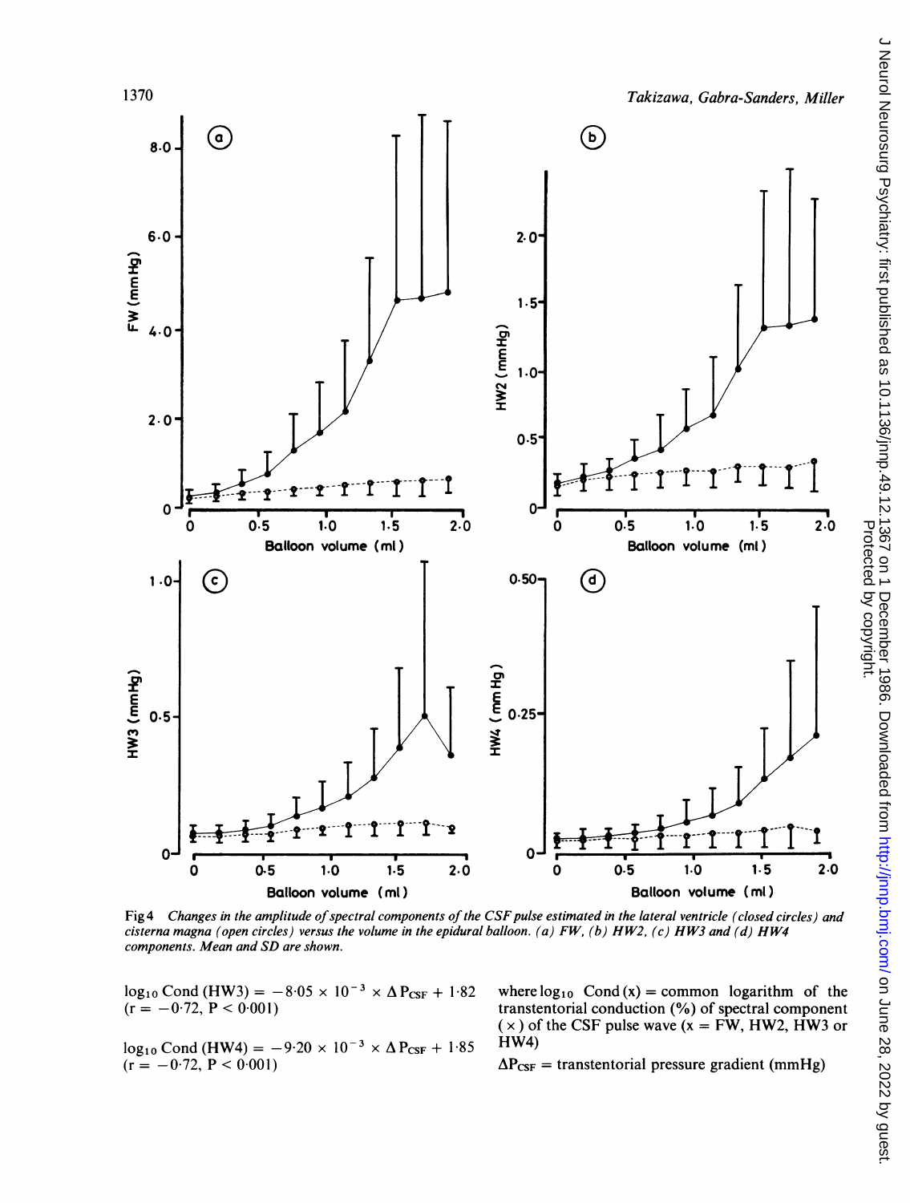Fig 4 *Changes in the amplitude of spectral components of the CSF pulse estimated in the lateral ventricle (closed circles) and cisterna magna (open circles) versus the volume in the epidural balloon. (a) FW, (b) HW2, (c) HW3 and (d) HW4 components. Mean and SD are shown.*

$\log_{10}$ Cond (HW3) $= -8.05 \times 10^{-3} \times \Delta P_{CSF} + 1.82$ ($r = -0.72$, $P < 0.001$)

$\log_{10}$ Cond (HW4) $= -9.20 \times 10^{-3} \times \Delta P_{CSF} + 1.85$ ($r = -0.72$, $P < 0.001$)

where $\log_{10}$ Cond (x) = common logarithm of the transtentorial conduction (%) of spectral component (x) of the CSF pulse wave (x = FW, HW2, HW3 or HW4)

$\Delta P_{CSF}$ = transtentorial pressure gradient (mmHg)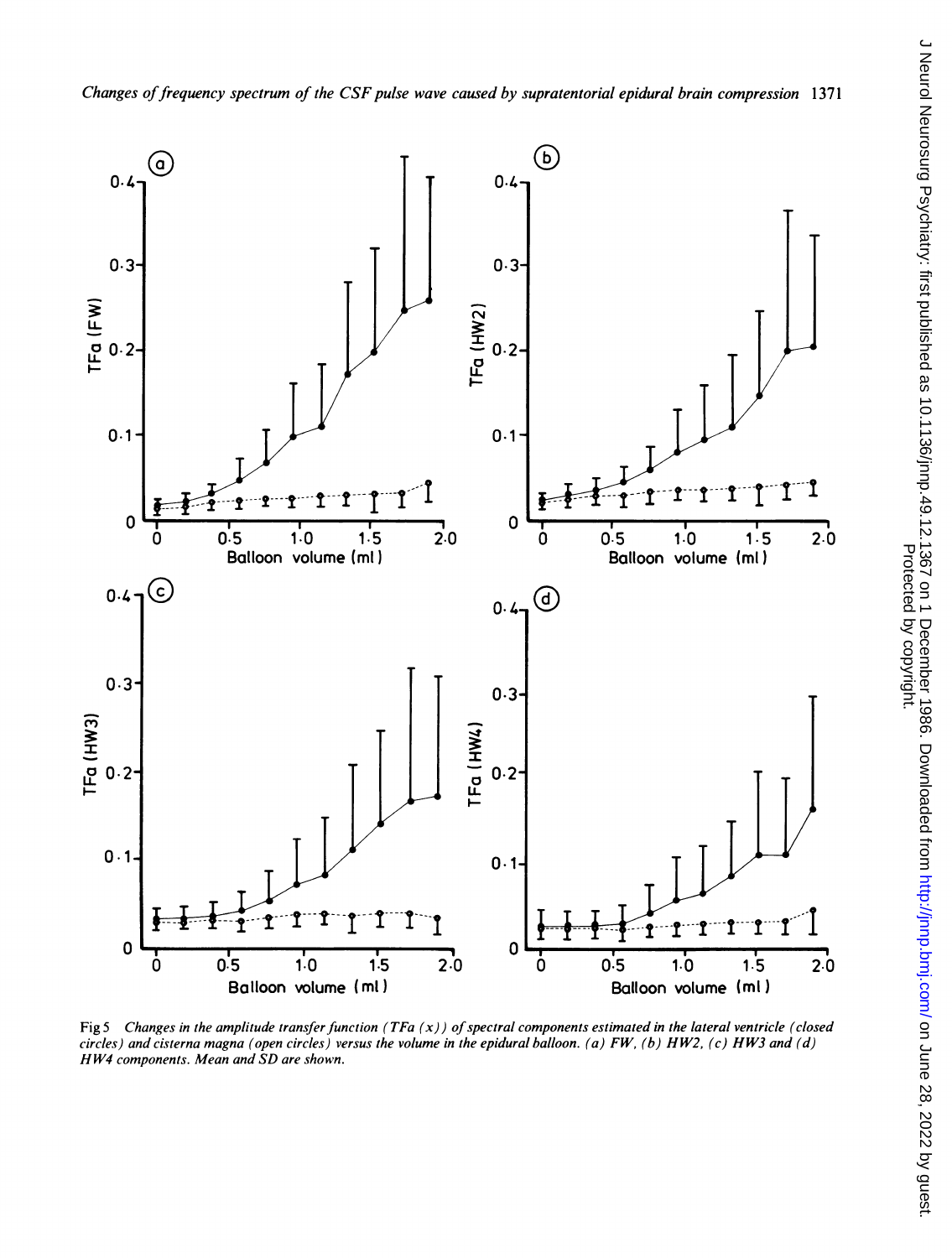Fig 5 *Changes in the amplitude transfer function (TFa (x)) of spectral components estimated in the lateral ventricle (closed circles) and cisterna magna (open circles) versus the volume in the epidural balloon. (a) FW, (b) HW2, (c) HW3 and (d) HW4 components. Mean and SD are shown.*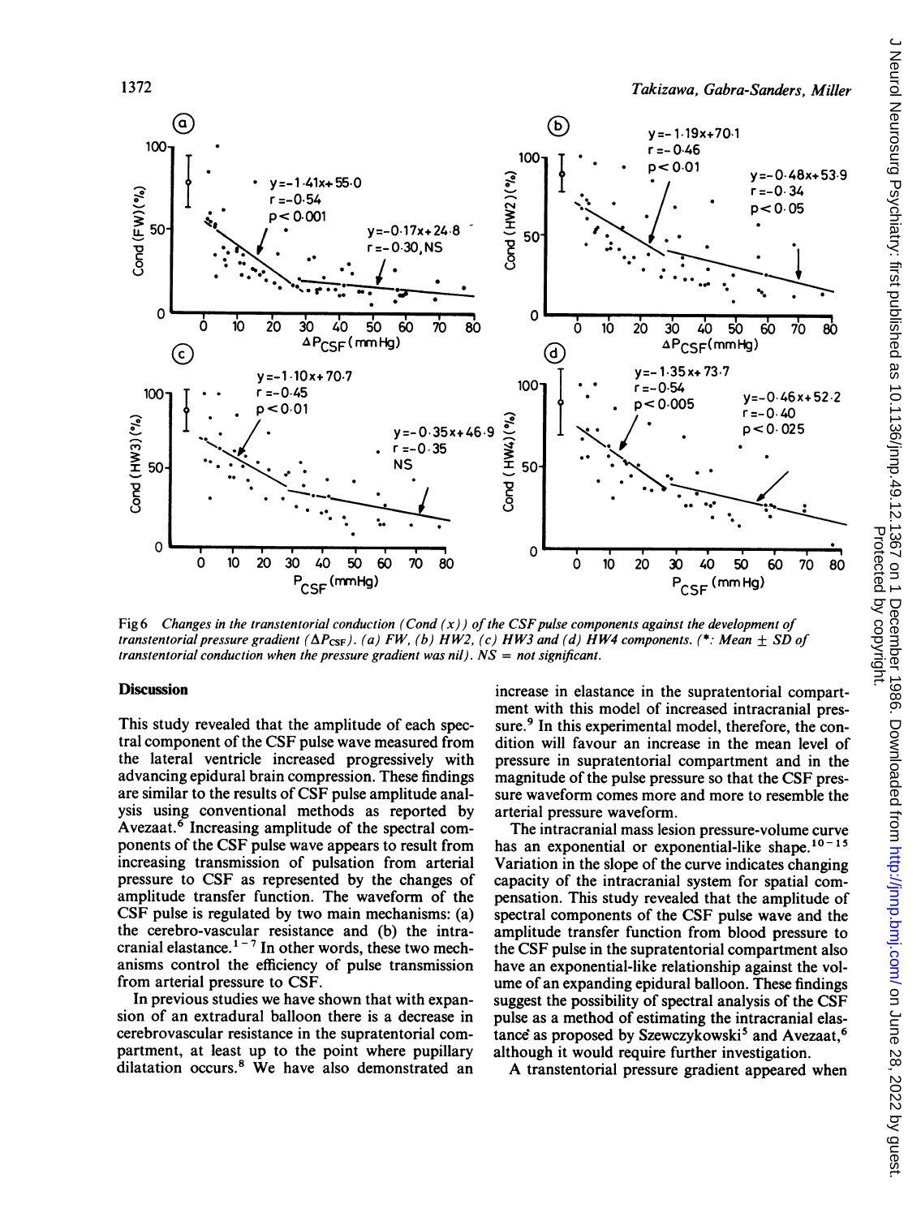Fig 6 *Changes in the transtentorial conduction (Cond (x)) of the CSF pulse components against the development of transtentorial pressure gradient ($\Delta P_{CSF}$). (a) FW, (b) HW2, (c) HW3 and (d) HW4 components. (\*: Mean ± SD of transtentorial conduction when the pressure gradient was nil). NS = not significant.*

## Discussion

This study revealed that the amplitude of each spectral component of the CSF pulse wave measured from the lateral ventricle increased progressively with advancing epidural brain compression. These findings are similar to the results of CSF pulse amplitude analysis using conventional methods as reported by Avezaat.[6] Increasing amplitude of the spectral components of the CSF pulse wave appears to result from increasing transmission of pulsation from arterial pressure to CSF as represented by the changes of amplitude transfer function. The waveform of the CSF pulse is regulated by two main mechanisms: (a) the cerebro-vascular resistance and (b) the intracranial elastance.[1-7] In other words, these two mechanisms control the efficiency of pulse transmission from arterial pressure to CSF.

In previous studies we have shown that with expansion of an extradural balloon there is a decrease in cerebrovascular resistance in the supratentorial compartment, at least up to the point where pupillary dilatation occurs.[8] We have also demonstrated an increase in elastance in the supratentorial compartment with this model of increased intracranial pressure.[9] In this experimental model, therefore, the condition will favour an increase in the mean level of pressure in supratentorial compartment and in the magnitude of the pulse pressure so that the CSF pressure waveform comes more and more to resemble the arterial pressure waveform.

The intracranial mass lesion pressure-volume curve has an exponential or exponential-like shape.[10-15] Variation in the slope of the curve indicates changing capacity of the intracranial system for spatial compensation. This study revealed that the amplitude of spectral components of the CSF pulse wave and the amplitude transfer function from blood pressure to the CSF pulse in the supratentorial compartment also have an exponential-like relationship against the volume of an expanding epidural balloon. These findings suggest the possibility of spectral analysis of the CSF pulse as a method of estimating the intracranial elastance as proposed by Szewczykowski[5] and Avezaat,[6] although it would require further investigation.

A transtentorial pressure gradient appeared when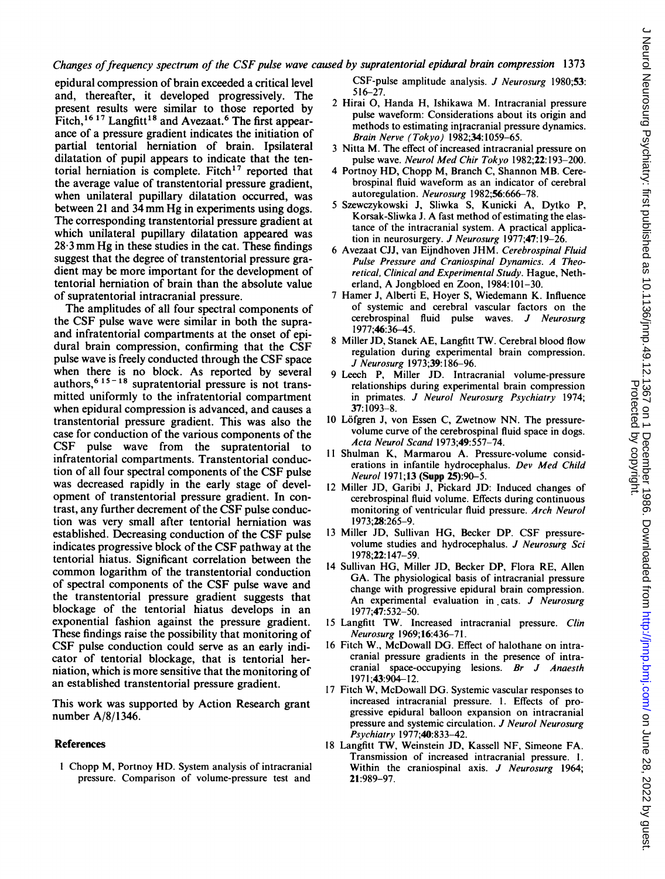epidural compression of brain exceeded a critical level and, thereafter, it developed progressively. The present results were similar to those reported by Fitch,[16 17] Langfitt[18] and Avezaat.[6] The first appearance of a pressure gradient indicates the initiation of partial tentorial herniation of brain. Ipsilateral dilatation of pupil appears to indicate that the tentorial herniation is complete. Fitch[17] reported that the average value of transtentorial pressure gradient, when unilateral pupillary dilatation occurred, was between 21 and 34 mm Hg in experiments using dogs. The corresponding transtentorial pressure gradient at which unilateral pupillary dilatation appeared was 28·3 mm Hg in these studies in the cat. These findings suggest that the degree of transtentorial pressure gradient may be more important for the development of tentorial herniation of brain than the absolute value of supratentorial intracranial pressure.

The amplitudes of all four spectral components of the CSF pulse wave were similar in both the supra- and infratentorial compartments at the onset of epidural brain compression, confirming that the CSF pulse wave is freely conducted through the CSF space when there is no block. As reported by several authors,[6 15–18] supratentorial pressure is not transmitted uniformly to the infratentorial compartment when epidural compression is advanced, and causes a transtentorial pressure gradient. This was also the case for conduction of the various components of the CSF pulse wave from the supratentorial to infratentorial compartments. Transtentorial conduction of all four spectral components of the CSF pulse was decreased rapidly in the early stage of development of transtentorial pressure gradient. In contrast, any further decrement of the CSF pulse conduction was very small after tentorial herniation was established. Decreasing conduction of the CSF pulse indicates progressive block of the CSF pathway at the tentorial hiatus. Significant correlation between the common logarithm of the transtentorial conduction of spectral components of the CSF pulse wave and the transtentorial pressure gradient suggests that blockage of the tentorial hiatus develops in an exponential fashion against the pressure gradient. These findings raise the possibility that monitoring of CSF pulse conduction could serve as an early indicator of tentorial blockage, that is tentorial herniation, which is more sensitive that the monitoring of an established transtentorial pressure gradient.

This work was supported by Action Research grant number A/8/1346.

## References

1 Chopp M, Portnoy HD. System analysis of intracranial pressure. Comparison of volume-pressure test and CSF-pulse amplitude analysis. *J Neurosurg* 1980;**53**:516–27.

2 Hirai O, Handa H, Ishikawa M. Intracranial pressure pulse waveform: Considerations about its origin and methods to estimating intracranial pressure dynamics. *Brain Nerve (Tokyo)* 1982;**34**:1059–65.

3 Nitta M. The effect of increased intracranial pressure on pulse wave. *Neurol Med Chir Tokyo* 1982;**22**:193–200.

4 Portnoy HD, Chopp M, Branch C, Shannon MB. Cerebrospinal fluid waveform as an indicator of cerebral autoregulation. *Neurosurg* 1982;**56**:666–78.

5 Szewczykowski J, Sliwka S, Kunicki A, Dytko P, Korsak-Sliwka J. A fast method of estimating the elastance of the intracranial system. A practical application in neurosurgery. *J Neurosurg* 1977;**47**:19–26.

6 Avezaat CJJ, van Eijndhoven JHM. *Cerebrospinal Fluid Pulse Pressure and Craniospinal Dynamics. A Theoretical, Clinical and Experimental Study*. Hague, Netherland, A Jongbloed en Zoon, 1984:101–30.

7 Hamer J, Alberti E, Hoyer S, Wiedemann K. Influence of systemic and cerebral vascular factors on the cerebrospinal fluid pulse waves. *J Neurosurg* 1977;**46**:36–45.

8 Miller JD, Stanek AE, Langfitt TW. Cerebral blood flow regulation during experimental brain compression. *J Neurosurg* 1973;**39**:186–96.

9 Leech P, Miller JD. Intracranial volume-pressure relationships during experimental brain compression in primates. *J Neurol Neurosurg Psychiatry* 1974; **37**:1093–8.

10 Löfgren J, von Essen C, Zwetnow NN. The pressure-volume curve of the cerebrospinal fluid space in dogs. *Acta Neurol Scand* 1973;**49**:557–74.

11 Shulman K, Marmarou A. Pressure-volume considerations in infantile hydrocephalus. *Dev Med Child Neurol* 1971;**13 (Supp 25)**:90–5.

12 Miller JD, Garibi J, Pickard JD: Induced changes of cerebrospinal fluid volume. Effects during continuous monitoring of ventricular fluid pressure. *Arch Neurol* 1973;**28**:265–9.

13 Miller JD, Sullivan HG, Becker DP. CSF pressure-volume studies and hydrocephalus. *J Neurosurg Sci* 1978;**22**:147–59.

14 Sullivan HG, Miller JD, Becker DP, Flora RE, Allen GA. The physiological basis of intracranial pressure change with progressive epidural brain compression. An experimental evaluation in cats. *J Neurosurg* 1977;**47**:532–50.

15 Langfitt TW. Increased intracranial pressure. *Clin Neurosurg* 1969;**16**:436–71.

16 Fitch W., McDowall DG. Effect of halothane on intracranial pressure gradients in the presence of intracranial space-occupying lesions. *Br J Anaesth* 1971;**43**:904–12.

17 Fitch W, McDowall DG. Systemic vascular responses to increased intracranial pressure. 1. Effects of progressive epidural balloon expansion on intracranial pressure and systemic circulation. *J Neurol Neurosurg Psychiatry* 1977;**40**:833–42.

18 Langfitt TW, Weinstein JD, Kassell NF, Simeone FA. Transmission of increased intracranial pressure. 1. Within the craniospinal axis. *J Neurosurg* 1964; **21**:989–97.